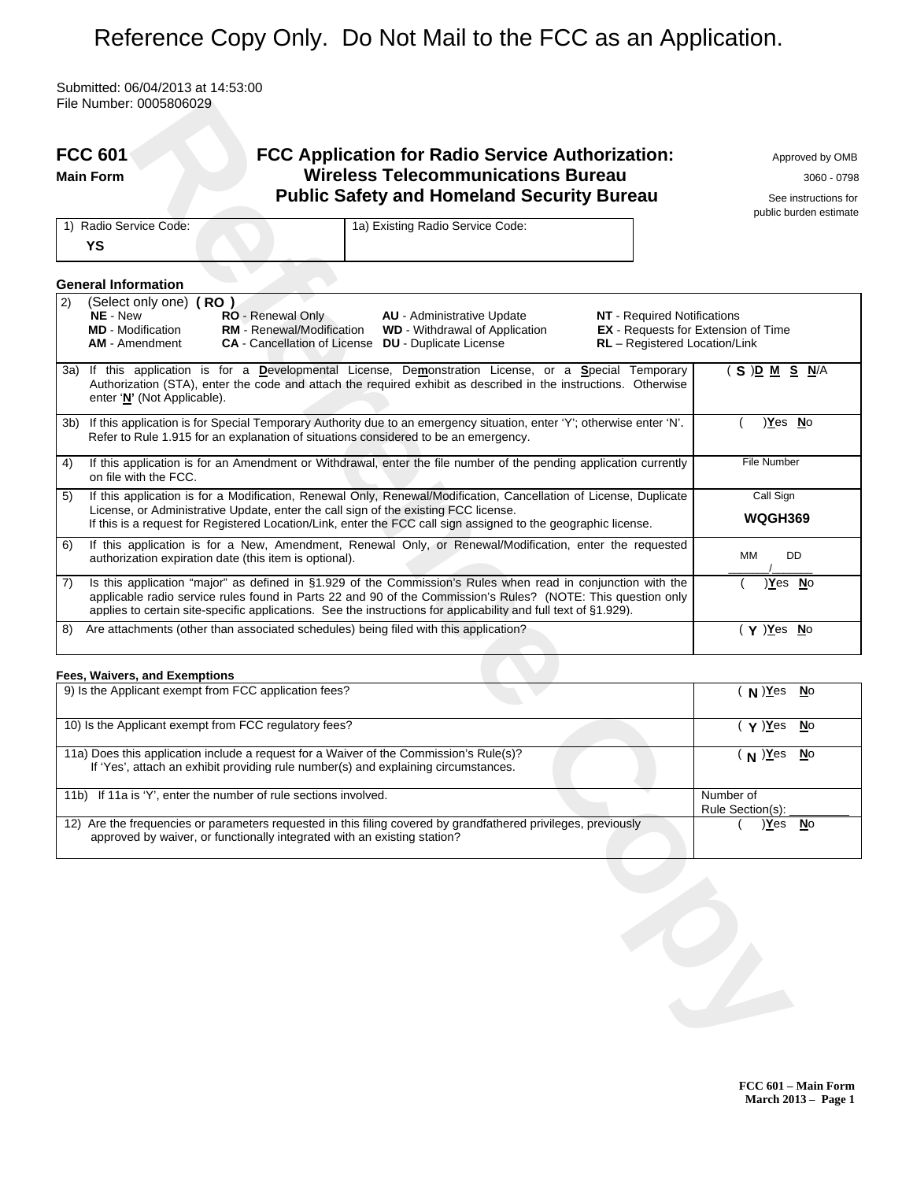# Reference Copy Only. Do Not Mail to the FCC as an Application.

Submitted: 06/04/2013 at 14:53:00
File Number: 0005806029

**FCC 601**
**Main Form**

## FCC Application for Radio Service Authorization: Wireless Telecommunications Bureau Public Safety and Homeland Security Bureau

Approved by OMB
3060 - 0798
See instructions for public burden estimate

| 1) Radio Service Code: | 1a) Existing Radio Service Code: |
|---|---|
| **YS** | |

### General Information

| | |
|---|---|
| 2) (Select only one) **( RO )**<br>**NE** - New  **RO** - Renewal Only  **AU** - Administrative Update  **NT** - Required Notifications<br>**MD** - Modification  **RM** - Renewal/Modification  **WD** - Withdrawal of Application  **EX** - Requests for Extension of Time<br>**AM** - Amendment  **CA** - Cancellation of License  **DU** - Duplicate License  **RL** – Registered Location/Link | |
| 3a) If this application is for a **D**evelopmental License, De**m**onstration License, or a **S**pecial Temporary Authorization (STA), enter the code and attach the required exhibit as described in the instructions. Otherwise enter '**N**' (Not Applicable). | ( **S** ) **D** **M** **S** **N**/A |
| 3b) If this application is for Special Temporary Authority due to an emergency situation, enter 'Y'; otherwise enter 'N'. Refer to Rule 1.915 for an explanation of situations considered to be an emergency. | ( ) **Y**es **N**o |
| 4) If this application is for an Amendment or Withdrawal, enter the file number of the pending application currently on file with the FCC. | File Number |
| 5) If this application is for a Modification, Renewal Only, Renewal/Modification, Cancellation of License, Duplicate License, or Administrative Update, enter the call sign of the existing FCC license. If this is a request for Registered Location/Link, enter the FCC call sign assigned to the geographic license. | Call Sign<br>**WQGH369** |
| 6) If this application is for a New, Amendment, Renewal Only, or Renewal/Modification, enter the requested authorization expiration date (this item is optional). | MM DD<br>\_\_\_\_/\_\_\_\_ |
| 7) Is this application "major" as defined in §1.929 of the Commission's Rules when read in conjunction with the applicable radio service rules found in Parts 22 and 90 of the Commission's Rules? (NOTE: This question only applies to certain site-specific applications. See the instructions for applicability and full text of §1.929). | ( ) **Y**es **N**o |
| 8) Are attachments (other than associated schedules) being filed with this application? | ( **Y** ) **Y**es **N**o |

### Fees, Waivers, and Exemptions

| | |
|---|---|
| 9) Is the Applicant exempt from FCC application fees? | ( **N** ) **Y**es **N**o |
| 10) Is the Applicant exempt from FCC regulatory fees? | ( **Y** ) **Y**es **N**o |
| 11a) Does this application include a request for a Waiver of the Commission's Rule(s)? If 'Yes', attach an exhibit providing rule number(s) and explaining circumstances. | ( **N** ) **Y**es **N**o |
| 11b) If 11a is 'Y', enter the number of rule sections involved. | Number of Rule Section(s): \_\_\_\_\_\_\_\_ |
| 12) Are the frequencies or parameters requested in this filing covered by grandfathered privileges, previously approved by waiver, or functionally integrated with an existing station? | ( ) **Y**es **N**o |

**FCC 601 – Main Form**
**March 2013 – Page 1**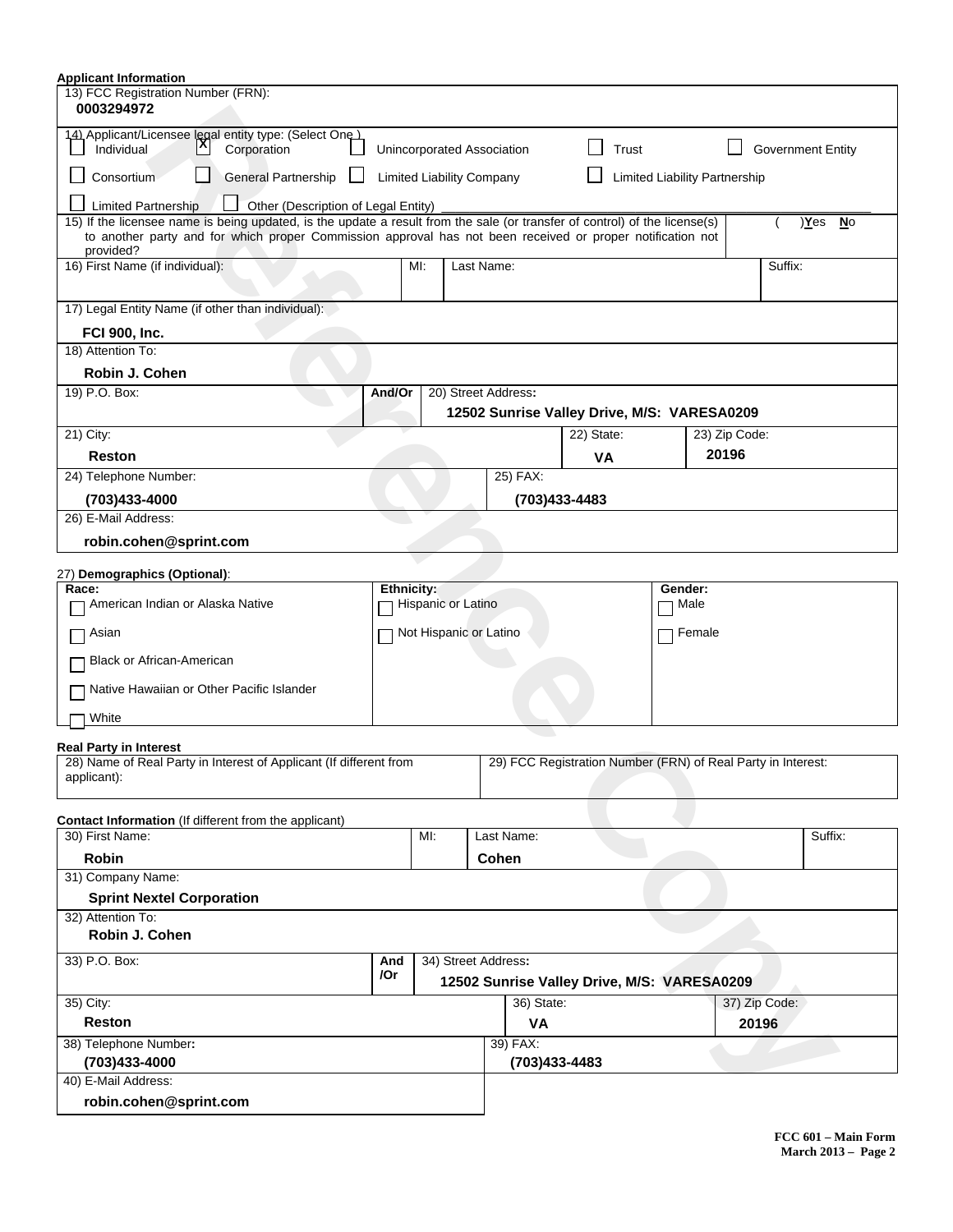**Applicant Information**

| 13) FCC Registration Number (FRN): |
|---|
| **0003294972** |

14) Applicant/Licensee legal entity type: (Select One )

- [ ] Individual
- [x] Corporation
- [ ] Unincorporated Association
- [ ] Trust
- [ ] Government Entity
- [ ] Consortium
- [ ] General Partnership
- [ ] Limited Liability Company
- [ ] Limited Liability Partnership
- [ ] Limited Partnership
- [ ] Other (Description of Legal Entity) ________

15) If the licensee name is being updated, is the update a result from the sale (or transfer of control) of the license(s) to another party and for which proper Commission approval has not been received or proper notification not provided? ( )Yes No

| 16) First Name (if individual): | MI: | Last Name: | Suffix: |
|---|---|---|---|
| | | | |

| 17) Legal Entity Name (if other than individual): |
|---|
| **FCI 900, Inc.** |

| 18) Attention To: |
|---|
| **Robin J. Cohen** |

| 19) P.O. Box: | And/Or | 20) Street Address: |
|---|---|---|
| | | **12502 Sunrise Valley Drive, M/S: VARESA0209** |

| 21) City: | 22) State: | 23) Zip Code: |
|---|---|---|
| **Reston** | **VA** | **20196** |

| 24) Telephone Number: | 25) FAX: |
|---|---|
| **(703)433-4000** | **(703)433-4483** |

| 26) E-Mail Address: |
|---|
| **robin.cohen@sprint.com** |

27) **Demographics (Optional)**:

| Race: | Ethnicity: | Gender: |
|---|---|---|
| ☐ American Indian or Alaska Native | ☐ Hispanic or Latino | ☐ Male |
| ☐ Asian | ☐ Not Hispanic or Latino | ☐ Female |
| ☐ Black or African-American | | |
| ☐ Native Hawaiian or Other Pacific Islander | | |
| ☐ White | | |

**Real Party in Interest**

| 28) Name of Real Party in Interest of Applicant (If different from applicant): | 29) FCC Registration Number (FRN) of Real Party in Interest: |
|---|---|
| | |

**Contact Information** (If different from the applicant)

| 30) First Name: | MI: | Last Name: | Suffix: |
|---|---|---|---|
| **Robin** | | **Cohen** | |

| 31) Company Name: |
|---|
| **Sprint Nextel Corporation** |

| 32) Attention To: |
|---|
| **Robin J. Cohen** |

| 33) P.O. Box: | And /Or | 34) Street Address: |
|---|---|---|
| | | **12502 Sunrise Valley Drive, M/S: VARESA0209** |

| 35) City: | 36) State: | 37) Zip Code: |
|---|---|---|
| **Reston** | **VA** | **20196** |

| 38) Telephone Number: | 39) FAX: |
|---|---|
| **(703)433-4000** | **(703)433-4483** |

| 40) E-Mail Address: |
|---|
| **robin.cohen@sprint.com** |

**FCC 601 – Main Form**
**March 2013 – Page 2**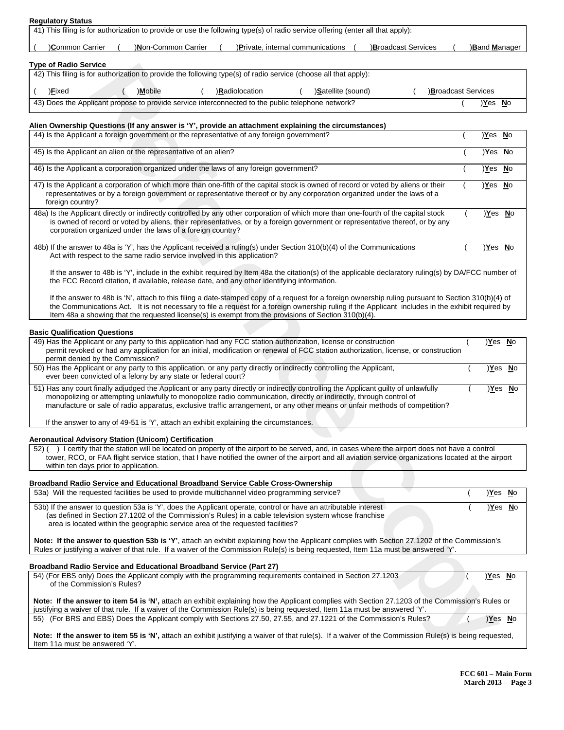**Regulatory Status**

41) This filing is for authorization to provide or use the following type(s) of radio service offering (enter all that apply):

( )**C**ommon Carrier ( )**N**on-Common Carrier ( )**P**rivate, internal communications ( )**B**roadcast Services ( )**B**and **M**anager

**Type of Radio Service**

42) This filing is for authorization to provide the following type(s) of radio service (choose all that apply):

( )**F**ixed ( )**M**obile ( )**R**adiolocation ( )**S**atellite (sound) ( )**B**roadcast Services

43) Does the Applicant propose to provide service interconnected to the public telephone network? ( )**Y**es **N**o

**Alien Ownership Questions (If any answer is 'Y', provide an attachment explaining the circumstances)**

44) Is the Applicant a foreign government or the representative of any foreign government? ( )**Y**es **N**o

45) Is the Applicant an alien or the representative of an alien? ( )**Y**es **N**o

46) Is the Applicant a corporation organized under the laws of any foreign government? ( )**Y**es **N**o

47) Is the Applicant a corporation of which more than one-fifth of the capital stock is owned of record or voted by aliens or their representatives or by a foreign government or representative thereof or by any corporation organized under the laws of a foreign country? ( )**Y**es **N**o

48a) Is the Applicant directly or indirectly controlled by any other corporation of which more than one-fourth of the capital stock is owned of record or voted by aliens, their representatives, or by a foreign government or representative thereof, or by any corporation organized under the laws of a foreign country? ( )**Y**es **N**o

48b) If the answer to 48a is 'Y', has the Applicant received a ruling(s) under Section 310(b)(4) of the Communications Act with respect to the same radio service involved in this application? ( )**Y**es **N**o

If the answer to 48b is 'Y', include in the exhibit required by Item 48a the citation(s) of the applicable declaratory ruling(s) by DA/FCC number of the FCC Record citation, if available, release date, and any other identifying information.

If the answer to 48b is 'N', attach to this filing a date-stamped copy of a request for a foreign ownership ruling pursuant to Section 310(b)(4) of the Communications Act. It is not necessary to file a request for a foreign ownership ruling if the Applicant includes in the exhibit required by Item 48a a showing that the requested license(s) is exempt from the provisions of Section 310(b)(4).

**Basic Qualification Questions**

49) Has the Applicant or any party to this application had any FCC station authorization, license or construction permit revoked or had any application for an initial, modification or renewal of FCC station authorization, license, or construction permit denied by the Commission? ( )**Y**es **N**o

50) Has the Applicant or any party to this application, or any party directly or indirectly controlling the Applicant, ever been convicted of a felony by any state or federal court? ( )**Y**es **N**o

51) Has any court finally adjudged the Applicant or any party directly or indirectly controlling the Applicant guilty of unlawfully monopolizing or attempting unlawfully to monopolize radio communication, directly or indirectly, through control of manufacture or sale of radio apparatus, exclusive traffic arrangement, or any other means or unfair methods of competition? ( )**Y**es **N**o

If the answer to any of 49-51 is 'Y', attach an exhibit explaining the circumstances.

**Aeronautical Advisory Station (Unicom) Certification**

52) ( ) I certify that the station will be located on property of the airport to be served, and, in cases where the airport does not have a control tower, RCO, or FAA flight service station, that I have notified the owner of the airport and all aviation service organizations located at the airport within ten days prior to application.

**Broadband Radio Service and Educational Broadband Service Cable Cross-Ownership**

53a) Will the requested facilities be used to provide multichannel video programming service? ( )**Y**es **N**o

53b) If the answer to question 53a is 'Y', does the Applicant operate, control or have an attributable interest (as defined in Section 27.1202 of the Commission's Rules) in a cable television system whose franchise area is located within the geographic service area of the requested facilities? ( )**Y**es **N**o

**Note: If the answer to question 53b is 'Y'**, attach an exhibit explaining how the Applicant complies with Section 27.1202 of the Commission's Rules or justifying a waiver of that rule. If a waiver of the Commission Rule(s) is being requested, Item 11a must be answered 'Y'.

**Broadband Radio Service and Educational Broadband Service (Part 27)**

54) (For EBS only) Does the Applicant comply with the programming requirements contained in Section 27.1203 of the Commission's Rules? ( )**Y**es **N**o

**Note: If the answer to item 54 is 'N',** attach an exhibit explaining how the Applicant complies with Section 27.1203 of the Commission's Rules or justifying a waiver of that rule. If a waiver of the Commission Rule(s) is being requested, Item 11a must be answered 'Y'.

55) (For BRS and EBS) Does the Applicant comply with Sections 27.50, 27.55, and 27.1221 of the Commission's Rules? ( )**Y**es **N**o

**Note: If the answer to item 55 is 'N',** attach an exhibit justifying a waiver of that rule(s). If a waiver of the Commission Rule(s) is being requested, Item 11a must be answered 'Y'.

**FCC 601 – Main Form**
**March 2013 – Page 3**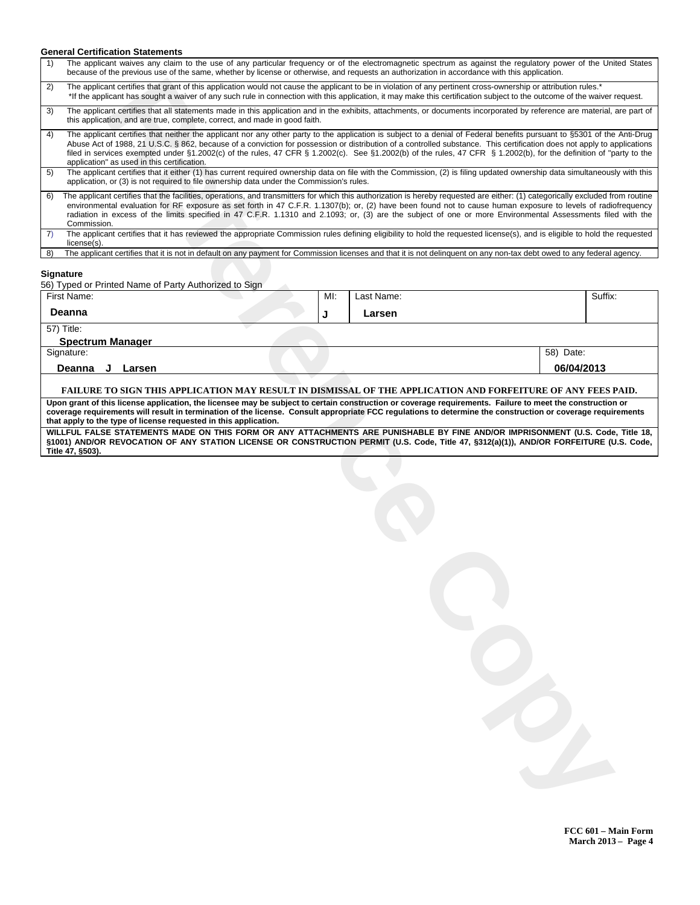### General Certification Statements

| | |
|---|---|
| 1) | The applicant waives any claim to the use of any particular frequency or of the electromagnetic spectrum as against the regulatory power of the United States because of the previous use of the same, whether by license or otherwise, and requests an authorization in accordance with this application. |
| 2) | The applicant certifies that grant of this application would not cause the applicant to be in violation of any pertinent cross-ownership or attribution rules.* <br> *If the applicant has sought a waiver of any such rule in connection with this application, it may make this certification subject to the outcome of the waiver request. |
| 3) | The applicant certifies that all statements made in this application and in the exhibits, attachments, or documents incorporated by reference are material, are part of this application, and are true, complete, correct, and made in good faith. |
| 4) | The applicant certifies that neither the applicant nor any other party to the application is subject to a denial of Federal benefits pursuant to §5301 of the Anti-Drug Abuse Act of 1988, 21 U.S.C. § 862, because of a conviction for possession or distribution of a controlled substance. This certification does not apply to applications filed in services exempted under §1.2002(c) of the rules, 47 CFR § 1.2002(c). See §1.2002(b) of the rules, 47 CFR § 1.2002(b), for the definition of "party to the application" as used in this certification. |
| 5) | The applicant certifies that it either (1) has current required ownership data on file with the Commission, (2) is filing updated ownership data simultaneously with this application, or (3) is not required to file ownership data under the Commission's rules. |
| 6) | The applicant certifies that the facilities, operations, and transmitters for which this authorization is hereby requested are either: (1) categorically excluded from routine environmental evaluation for RF exposure as set forth in 47 C.F.R. 1.1307(b); or, (2) have been found not to cause human exposure to levels of radiofrequency radiation in excess of the limits specified in 47 C.F.R. 1.1310 and 2.1093; or, (3) are the subject of one or more Environmental Assessments filed with the Commission. |
| 7) | The applicant certifies that it has reviewed the appropriate Commission rules defining eligibility to hold the requested license(s), and is eligible to hold the requested license(s). |
| 8) | The applicant certifies that it is not in default on any payment for Commission licenses and that it is not delinquent on any non-tax debt owed to any federal agency. |

### Signature

56) Typed or Printed Name of Party Authorized to Sign

| First Name: | MI: | Last Name: | Suffix: |
|---|---|---|---|
| **Deanna** | **J** | **Larsen** | |

| 57) Title: | |
|---|---|
| **Spectrum Manager** | |
| Signature: | 58) Date: |
| **Deanna J Larsen** | **06/04/2013** |

**FAILURE TO SIGN THIS APPLICATION MAY RESULT IN DISMISSAL OF THE APPLICATION AND FORFEITURE OF ANY FEES PAID.**

**Upon grant of this license application, the licensee may be subject to certain construction or coverage requirements. Failure to meet the construction or coverage requirements will result in termination of the license. Consult appropriate FCC regulations to determine the construction or coverage requirements that apply to the type of license requested in this application.**

**WILLFUL FALSE STATEMENTS MADE ON THIS FORM OR ANY ATTACHMENTS ARE PUNISHABLE BY FINE AND/OR IMPRISONMENT (U.S. Code, Title 18, §1001) AND/OR REVOCATION OF ANY STATION LICENSE OR CONSTRUCTION PERMIT (U.S. Code, Title 47, §312(a)(1)), AND/OR FORFEITURE (U.S. Code, Title 47, §503).**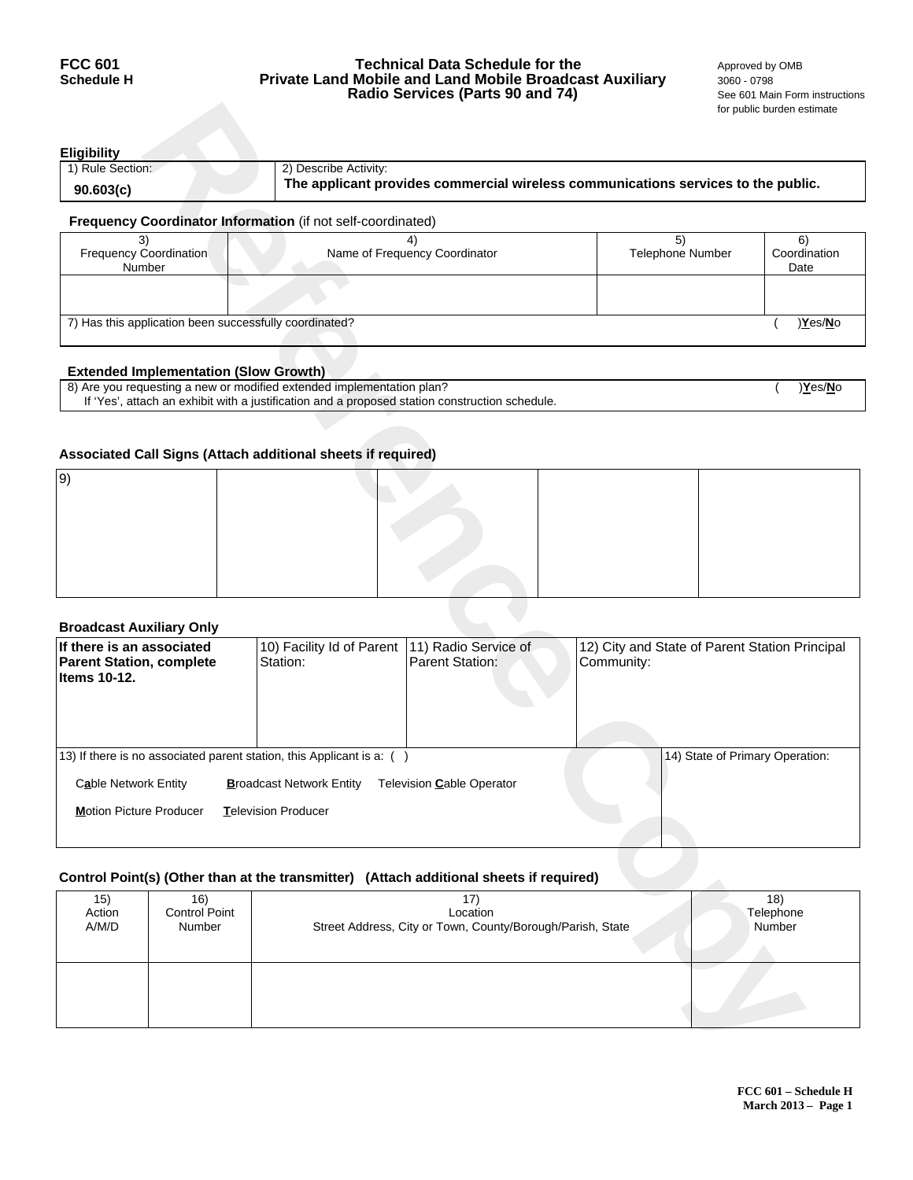**FCC 601**
**Schedule H**

# Technical Data Schedule for the Private Land Mobile and Land Mobile Broadcast Auxiliary Radio Services (Parts 90 and 74)

Approved by OMB
3060 - 0798
See 601 Main Form instructions for public burden estimate

**Eligibility**

| 1) Rule Section: | 2) Describe Activity: |
|---|---|
| **90.603(c)** | **The applicant provides commercial wireless communications services to the public.** |

**Frequency Coordinator Information** (if not self-coordinated)

| 3) Frequency Coordination Number | 4) Name of Frequency Coordinator | 5) Telephone Number | 6) Coordination Date |
|---|---|---|---|
| | | | |
| 7) Has this application been successfully coordinated? | | | ( )**Y**es/**N**o |

**Extended Implementation (Slow Growth)**

8) Are you requesting a new or modified extended implementation plan? ( )**Y**es/**N**o
If 'Yes', attach an exhibit with a justification and a proposed station construction schedule.

**Associated Call Signs (Attach additional sheets if required)**

| 9) | | | | |
|---|---|---|---|---|
| | | | | |

**Broadcast Auxiliary Only**

| **If there is an associated Parent Station, complete Items 10-12.** | 10) Facility Id of Parent Station: | 11) Radio Service of Parent Station: | 12) City and State of Parent Station Principal Community: |
|---|---|---|---|
| 13) If there is no associated parent station, this Applicant is a: ( ) | | | 14) State of Primary Operation: |

C**a**ble Network Entity    **B**roadcast Network Entity    Television **C**able Operator

**M**otion Picture Producer    **T**elevision Producer

**Control Point(s) (Other than at the transmitter) (Attach additional sheets if required)**

| 15) Action A/M/D | 16) Control Point Number | 17) Location Street Address, City or Town, County/Borough/Parish, State | 18) Telephone Number |
|---|---|---|---|
| | | | |

**FCC 601 – Schedule H**
**March 2013 – Page 1**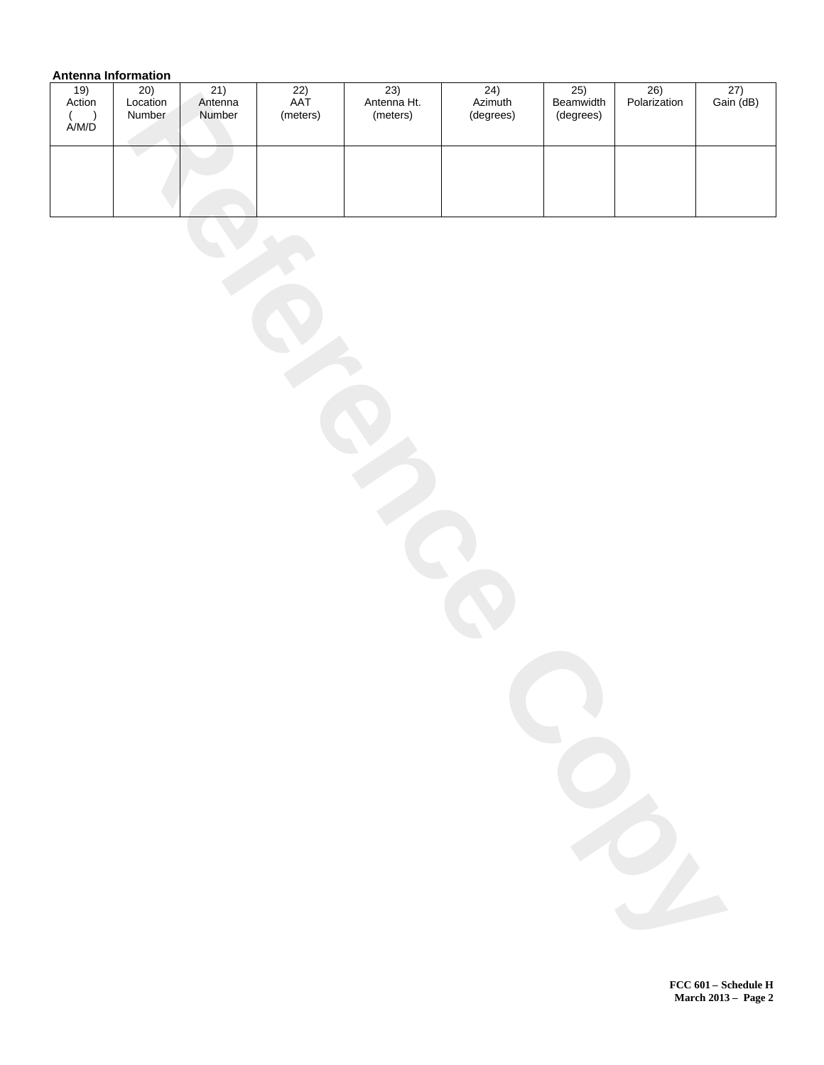**Antenna Information**

| 19) Action ( ) A/M/D | 20) Location Number | 21) Antenna Number | 22) AAT (meters) | 23) Antenna Ht. (meters) | 24) Azimuth (degrees) | 25) Beamwidth (degrees) | 26) Polarization | 27) Gain (dB) |
|---|---|---|---|---|---|---|---|---|
| | | | | | | | | |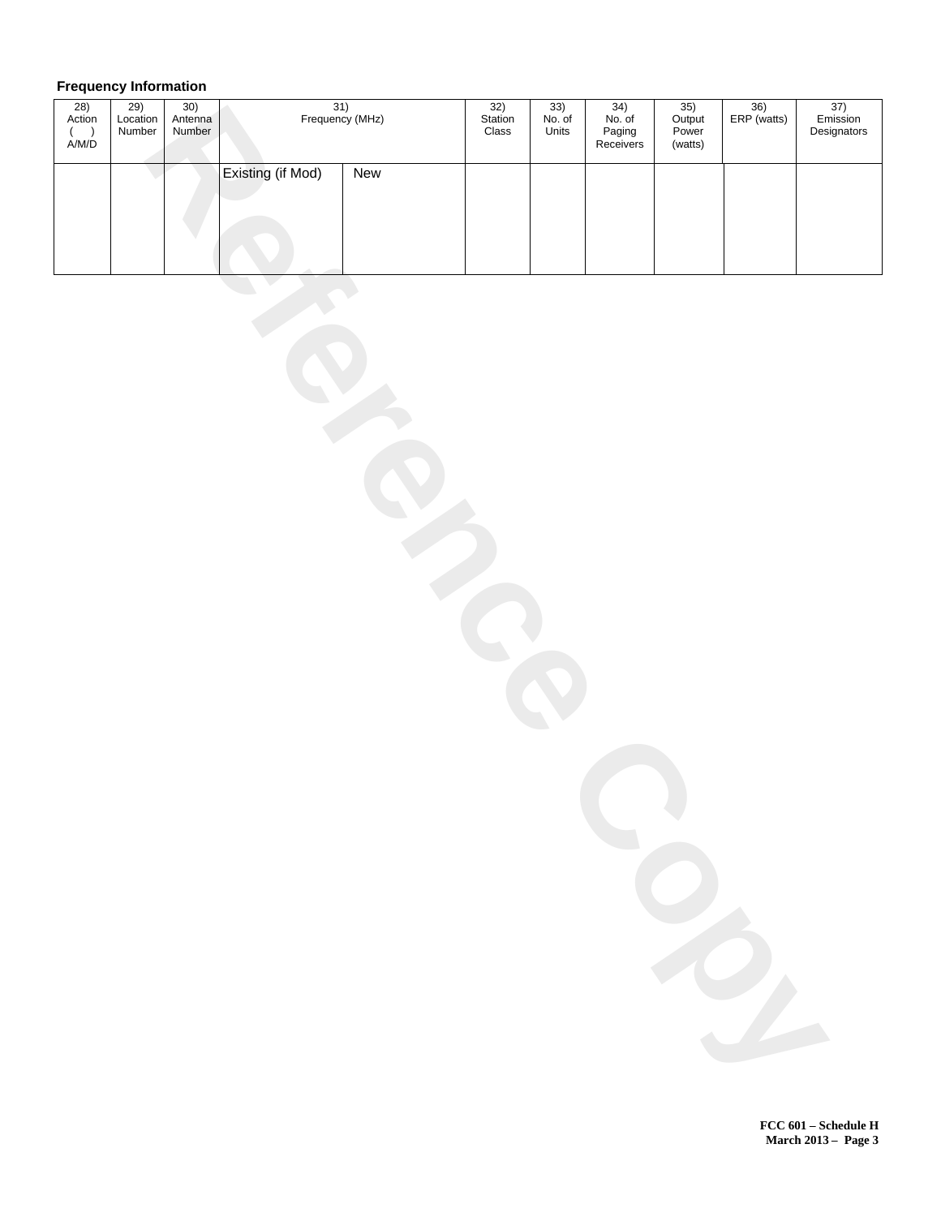**Frequency Information**

| 28) Action ( ) A/M/D | 29) Location Number | 30) Antenna Number | 31) Frequency (MHz) | | 32) Station Class | 33) No. of Units | 34) No. of Paging Receivers | 35) Output Power (watts) | 36) ERP (watts) | 37) Emission Designators |
|---|---|---|---|---|---|---|---|---|---|---|
| | | | Existing (if Mod) | New | | | | | | |

Reference Copy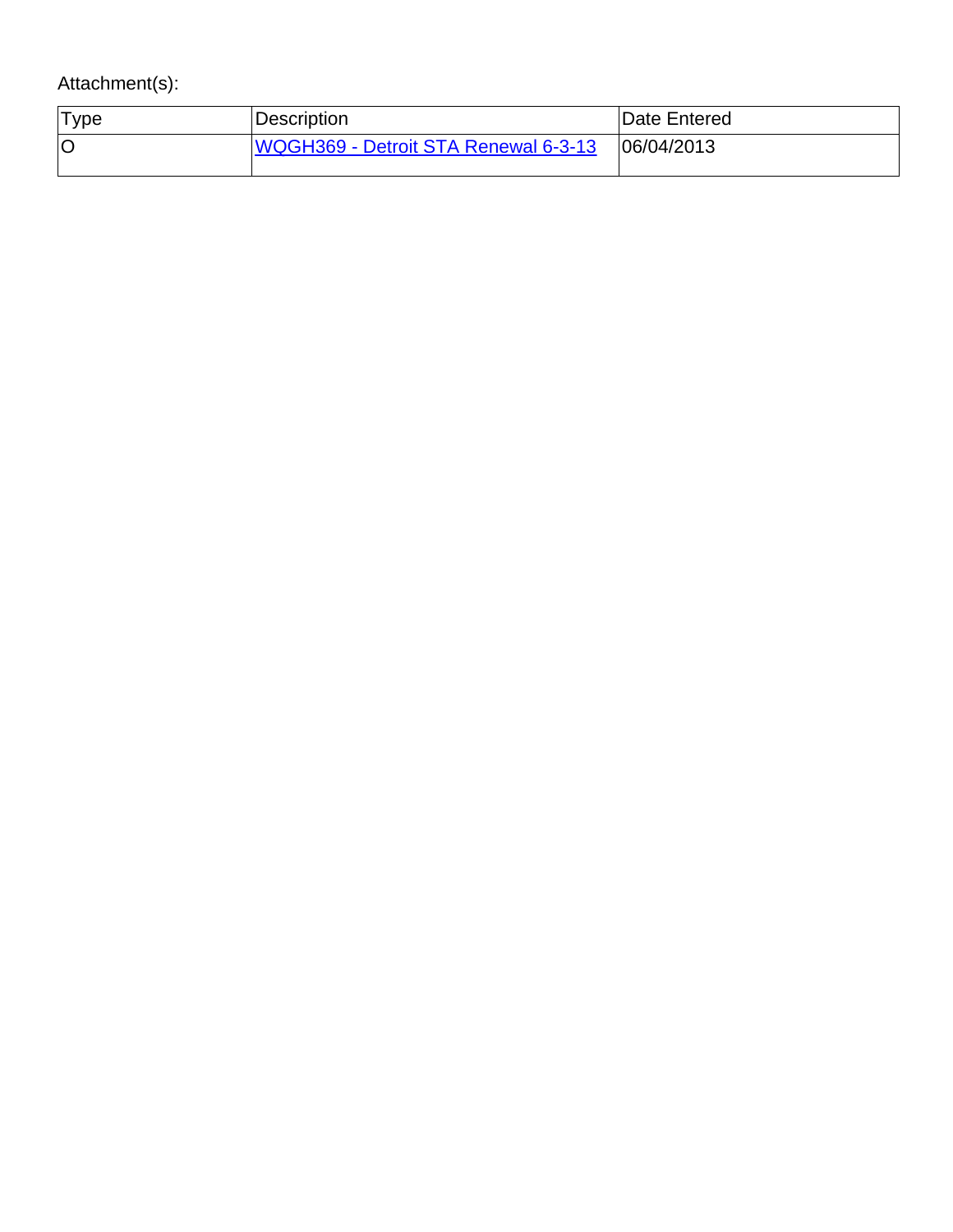Attachment(s):

| Type | Description | Date Entered |
|---|---|---|
| O | WQGH369 - Detroit STA Renewal 6-3-13 | 06/04/2013 |